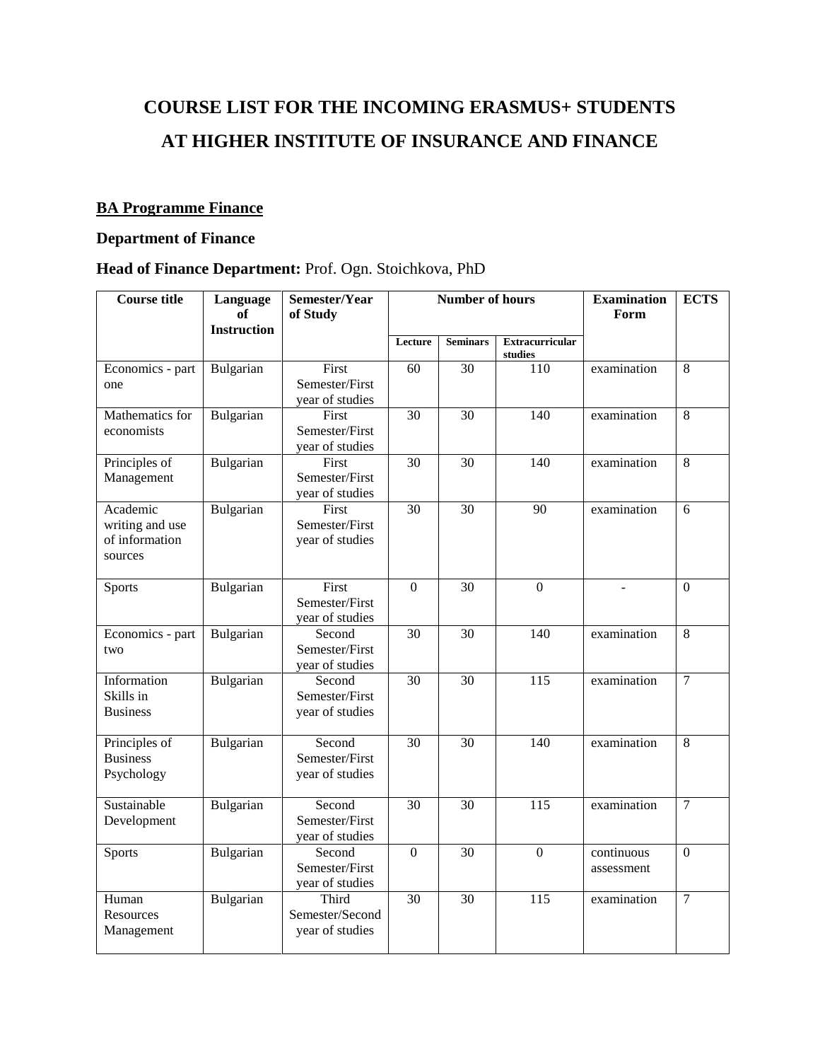# COURSE LIST FOR THE INCOMING ERASMUS+ STUDENTS AT HIGHER INSTITUTE OF INSURANCE AND FINANCE

## BA Programme Finance

### Department of Finance

### Head of Finance Department: Prof. Ogn. Stoichkova, PhD

| Course title | Language of Instruction | Semester/Year of Study | Number of hours | | | Examination Form | ECTS |
|---|---|---|---|---|---|---|---|
| | | | Lecture | Seminars | Extracurricular studies | | |
| Economics - part one | Bulgarian | First Semester/First year of studies | 60 | 30 | 110 | examination | 8 |
| Mathematics for economists | Bulgarian | First Semester/First year of studies | 30 | 30 | 140 | examination | 8 |
| Principles of Management | Bulgarian | First Semester/First year of studies | 30 | 30 | 140 | examination | 8 |
| Academic writing and use of information sources | Bulgarian | First Semester/First year of studies | 30 | 30 | 90 | examination | 6 |
| Sports | Bulgarian | First Semester/First year of studies | 0 | 30 | 0 | - | 0 |
| Economics - part two | Bulgarian | Second Semester/First year of studies | 30 | 30 | 140 | examination | 8 |
| Information Skills in Business | Bulgarian | Second Semester/First year of studies | 30 | 30 | 115 | examination | 7 |
| Principles of Business Psychology | Bulgarian | Second Semester/First year of studies | 30 | 30 | 140 | examination | 8 |
| Sustainable Development | Bulgarian | Second Semester/First year of studies | 30 | 30 | 115 | examination | 7 |
| Sports | Bulgarian | Second Semester/First year of studies | 0 | 30 | 0 | continuous assessment | 0 |
| Human Resources Management | Bulgarian | Third Semester/Second year of studies | 30 | 30 | 115 | examination | 7 |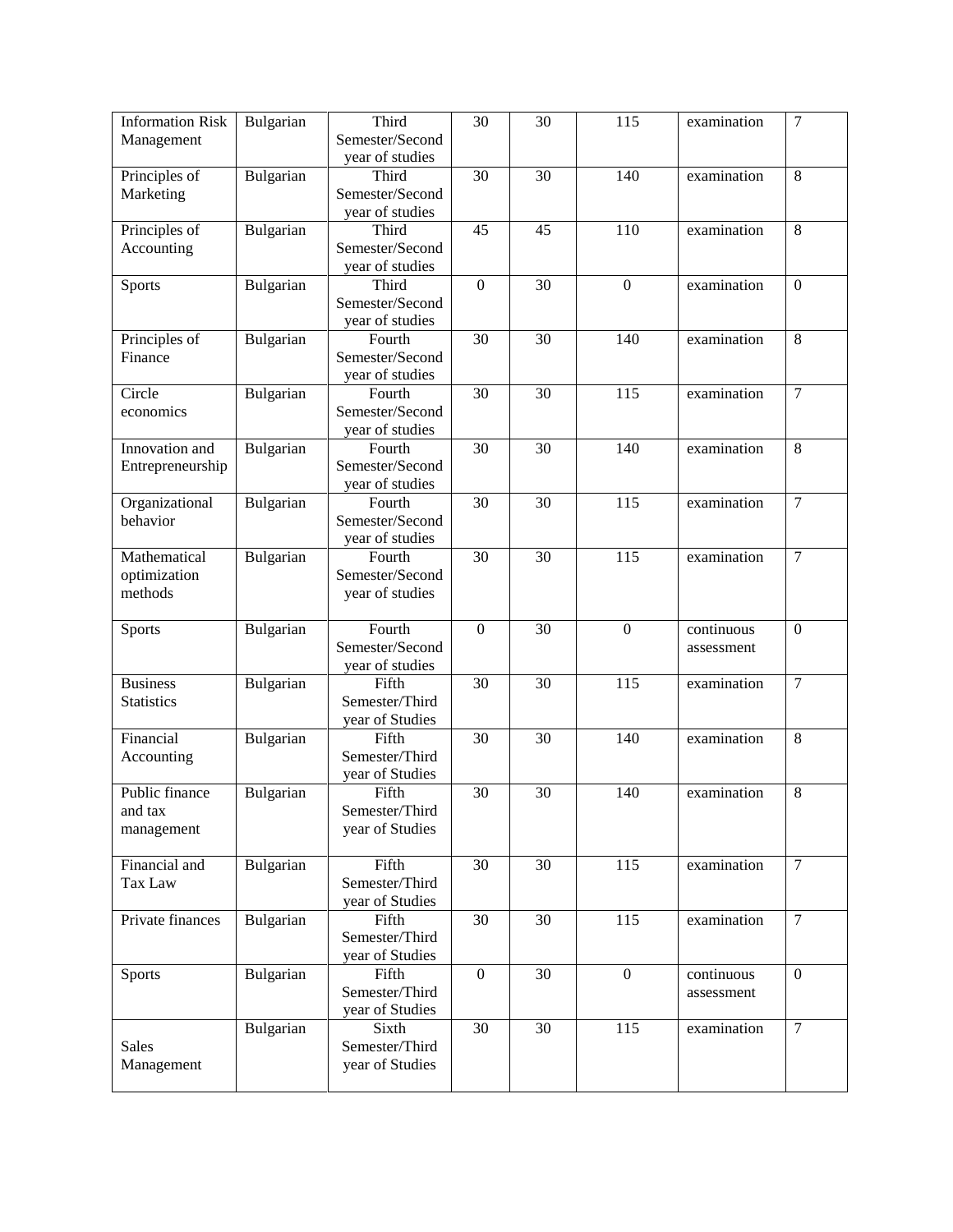| Information Risk Management | Bulgarian | Third Semester/Second year of studies | 30 | 30 | 115 | examination | 7 |
|---|---|---|---|---|---|---|---|
| Principles of Marketing | Bulgarian | Third Semester/Second year of studies | 30 | 30 | 140 | examination | 8 |
| Principles of Accounting | Bulgarian | Third Semester/Second year of studies | 45 | 45 | 110 | examination | 8 |
| Sports | Bulgarian | Third Semester/Second year of studies | 0 | 30 | 0 | examination | 0 |
| Principles of Finance | Bulgarian | Fourth Semester/Second year of studies | 30 | 30 | 140 | examination | 8 |
| Circle economics | Bulgarian | Fourth Semester/Second year of studies | 30 | 30 | 115 | examination | 7 |
| Innovation and Entrepreneurship | Bulgarian | Fourth Semester/Second year of studies | 30 | 30 | 140 | examination | 8 |
| Organizational behavior | Bulgarian | Fourth Semester/Second year of studies | 30 | 30 | 115 | examination | 7 |
| Mathematical optimization methods | Bulgarian | Fourth Semester/Second year of studies | 30 | 30 | 115 | examination | 7 |
| Sports | Bulgarian | Fourth Semester/Second year of studies | 0 | 30 | 0 | continuous assessment | 0 |
| Business Statistics | Bulgarian | Fifth Semester/Third year of Studies | 30 | 30 | 115 | examination | 7 |
| Financial Accounting | Bulgarian | Fifth Semester/Third year of Studies | 30 | 30 | 140 | examination | 8 |
| Public finance and tax management | Bulgarian | Fifth Semester/Third year of Studies | 30 | 30 | 140 | examination | 8 |
| Financial and Tax Law | Bulgarian | Fifth Semester/Third year of Studies | 30 | 30 | 115 | examination | 7 |
| Private finances | Bulgarian | Fifth Semester/Third year of Studies | 30 | 30 | 115 | examination | 7 |
| Sports | Bulgarian | Fifth Semester/Third year of Studies | 0 | 30 | 0 | continuous assessment | 0 |
| Sales Management | Bulgarian | Sixth Semester/Third year of Studies | 30 | 30 | 115 | examination | 7 |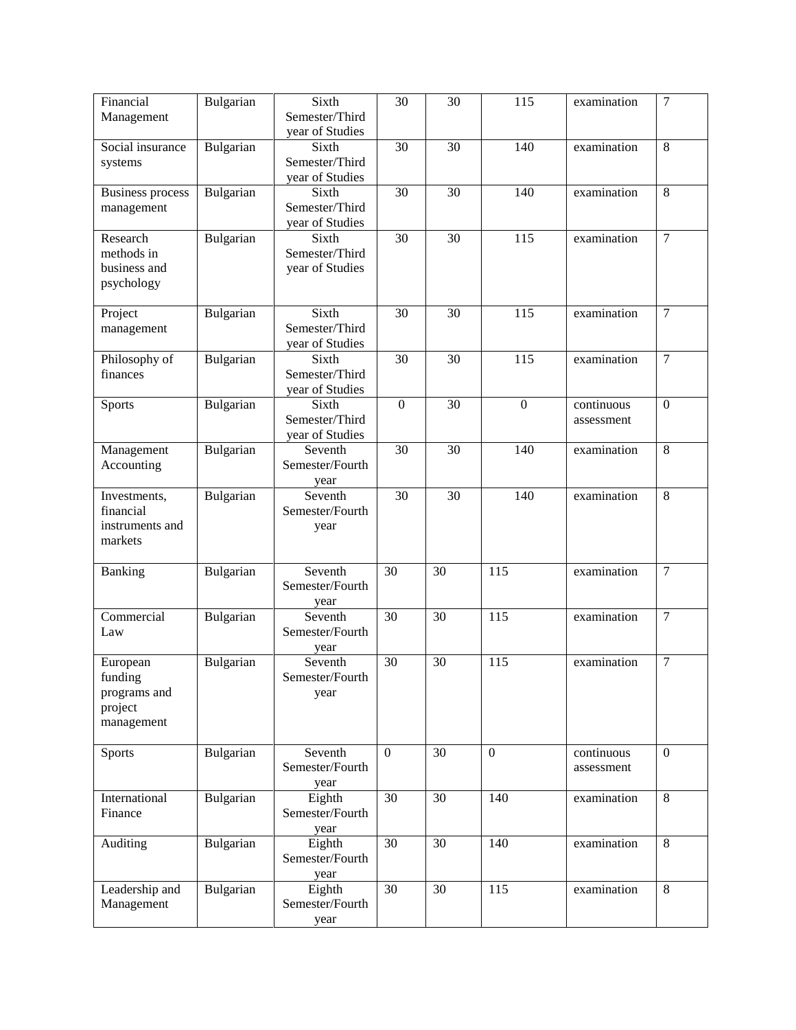| Financial Management | Bulgarian | Sixth Semester/Third year of Studies | 30 | 30 | 115 | examination | 7 |
|---|---|---|---|---|---|---|---|
| Social insurance systems | Bulgarian | Sixth Semester/Third year of Studies | 30 | 30 | 140 | examination | 8 |
| Business process management | Bulgarian | Sixth Semester/Third year of Studies | 30 | 30 | 140 | examination | 8 |
| Research methods in business and psychology | Bulgarian | Sixth Semester/Third year of Studies | 30 | 30 | 115 | examination | 7 |
| Project management | Bulgarian | Sixth Semester/Third year of Studies | 30 | 30 | 115 | examination | 7 |
| Philosophy of finances | Bulgarian | Sixth Semester/Third year of Studies | 30 | 30 | 115 | examination | 7 |
| Sports | Bulgarian | Sixth Semester/Third year of Studies | 0 | 30 | 0 | continuous assessment | 0 |
| Management Accounting | Bulgarian | Seventh Semester/Fourth year | 30 | 30 | 140 | examination | 8 |
| Investments, financial instruments and markets | Bulgarian | Seventh Semester/Fourth year | 30 | 30 | 140 | examination | 8 |
| Banking | Bulgarian | Seventh Semester/Fourth year | 30 | 30 | 115 | examination | 7 |
| Commercial Law | Bulgarian | Seventh Semester/Fourth year | 30 | 30 | 115 | examination | 7 |
| European funding programs and project management | Bulgarian | Seventh Semester/Fourth year | 30 | 30 | 115 | examination | 7 |
| Sports | Bulgarian | Seventh Semester/Fourth year | 0 | 30 | 0 | continuous assessment | 0 |
| International Finance | Bulgarian | Eighth Semester/Fourth year | 30 | 30 | 140 | examination | 8 |
| Auditing | Bulgarian | Eighth Semester/Fourth year | 30 | 30 | 140 | examination | 8 |
| Leadership and Management | Bulgarian | Eighth Semester/Fourth year | 30 | 30 | 115 | examination | 8 |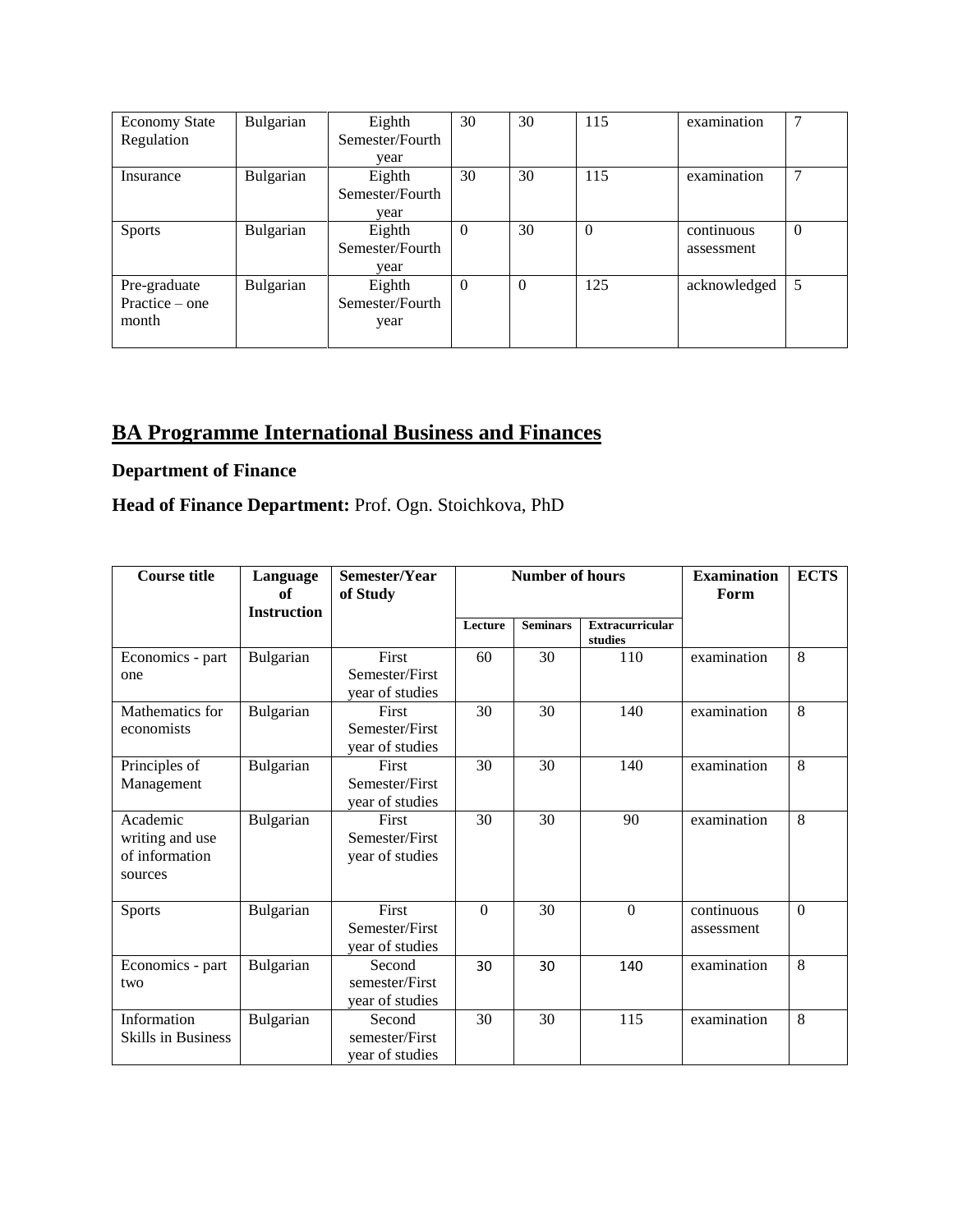| Economy State Regulation | Bulgarian | Eighth Semester/Fourth year | 30 | 30 | 115 | examination | 7 |
|---|---|---|---|---|---|---|---|
| Insurance | Bulgarian | Eighth Semester/Fourth year | 30 | 30 | 115 | examination | 7 |
| Sports | Bulgarian | Eighth Semester/Fourth year | 0 | 30 | 0 | continuous assessment | 0 |
| Pre-graduate Practice – one month | Bulgarian | Eighth Semester/Fourth year | 0 | 0 | 125 | acknowledged | 5 |

## BA Programme International Business and Finances

### Department of Finance

**Head of Finance Department:** Prof. Ogn. Stoichkova, PhD

| Course title | Language of Instruction | Semester/Year of Study | Number of hours | | | Examination Form | ECTS |
|---|---|---|---|---|---|---|---|
| | | | Lecture | Seminars | Extracurricular studies | | |
| Economics - part one | Bulgarian | First Semester/First year of studies | 60 | 30 | 110 | examination | 8 |
| Mathematics for economists | Bulgarian | First Semester/First year of studies | 30 | 30 | 140 | examination | 8 |
| Principles of Management | Bulgarian | First Semester/First year of studies | 30 | 30 | 140 | examination | 8 |
| Academic writing and use of information sources | Bulgarian | First Semester/First year of studies | 30 | 30 | 90 | examination | 8 |
| Sports | Bulgarian | First Semester/First year of studies | 0 | 30 | 0 | continuous assessment | 0 |
| Economics - part two | Bulgarian | Second semester/First year of studies | 30 | 30 | 140 | examination | 8 |
| Information Skills in Business | Bulgarian | Second semester/First year of studies | 30 | 30 | 115 | examination | 8 |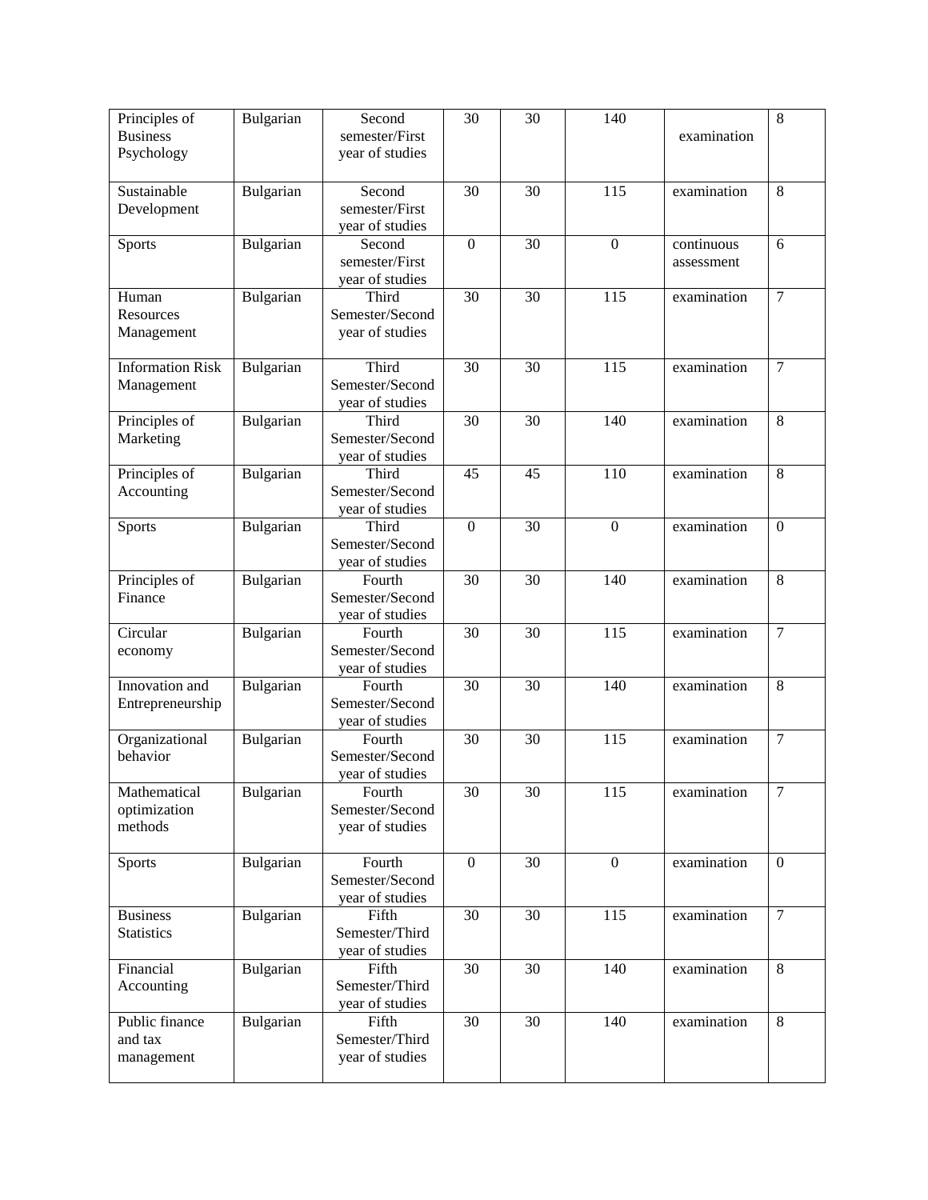| Principles of Business Psychology | Bulgarian | Second semester/First year of studies | 30 | 30 | 140 | examination | 8 |
|---|---|---|---|---|---|---|---|
| Sustainable Development | Bulgarian | Second semester/First year of studies | 30 | 30 | 115 | examination | 8 |
| Sports | Bulgarian | Second semester/First year of studies | 0 | 30 | 0 | continuous assessment | 6 |
| Human Resources Management | Bulgarian | Third Semester/Second year of studies | 30 | 30 | 115 | examination | 7 |
| Information Risk Management | Bulgarian | Third Semester/Second year of studies | 30 | 30 | 115 | examination | 7 |
| Principles of Marketing | Bulgarian | Third Semester/Second year of studies | 30 | 30 | 140 | examination | 8 |
| Principles of Accounting | Bulgarian | Third Semester/Second year of studies | 45 | 45 | 110 | examination | 8 |
| Sports | Bulgarian | Third Semester/Second year of studies | 0 | 30 | 0 | examination | 0 |
| Principles of Finance | Bulgarian | Fourth Semester/Second year of studies | 30 | 30 | 140 | examination | 8 |
| Circular economy | Bulgarian | Fourth Semester/Second year of studies | 30 | 30 | 115 | examination | 7 |
| Innovation and Entrepreneurship | Bulgarian | Fourth Semester/Second year of studies | 30 | 30 | 140 | examination | 8 |
| Organizational behavior | Bulgarian | Fourth Semester/Second year of studies | 30 | 30 | 115 | examination | 7 |
| Mathematical optimization methods | Bulgarian | Fourth Semester/Second year of studies | 30 | 30 | 115 | examination | 7 |
| Sports | Bulgarian | Fourth Semester/Second year of studies | 0 | 30 | 0 | examination | 0 |
| Business Statistics | Bulgarian | Fifth Semester/Third year of studies | 30 | 30 | 115 | examination | 7 |
| Financial Accounting | Bulgarian | Fifth Semester/Third year of studies | 30 | 30 | 140 | examination | 8 |
| Public finance and tax management | Bulgarian | Fifth Semester/Third year of studies | 30 | 30 | 140 | examination | 8 |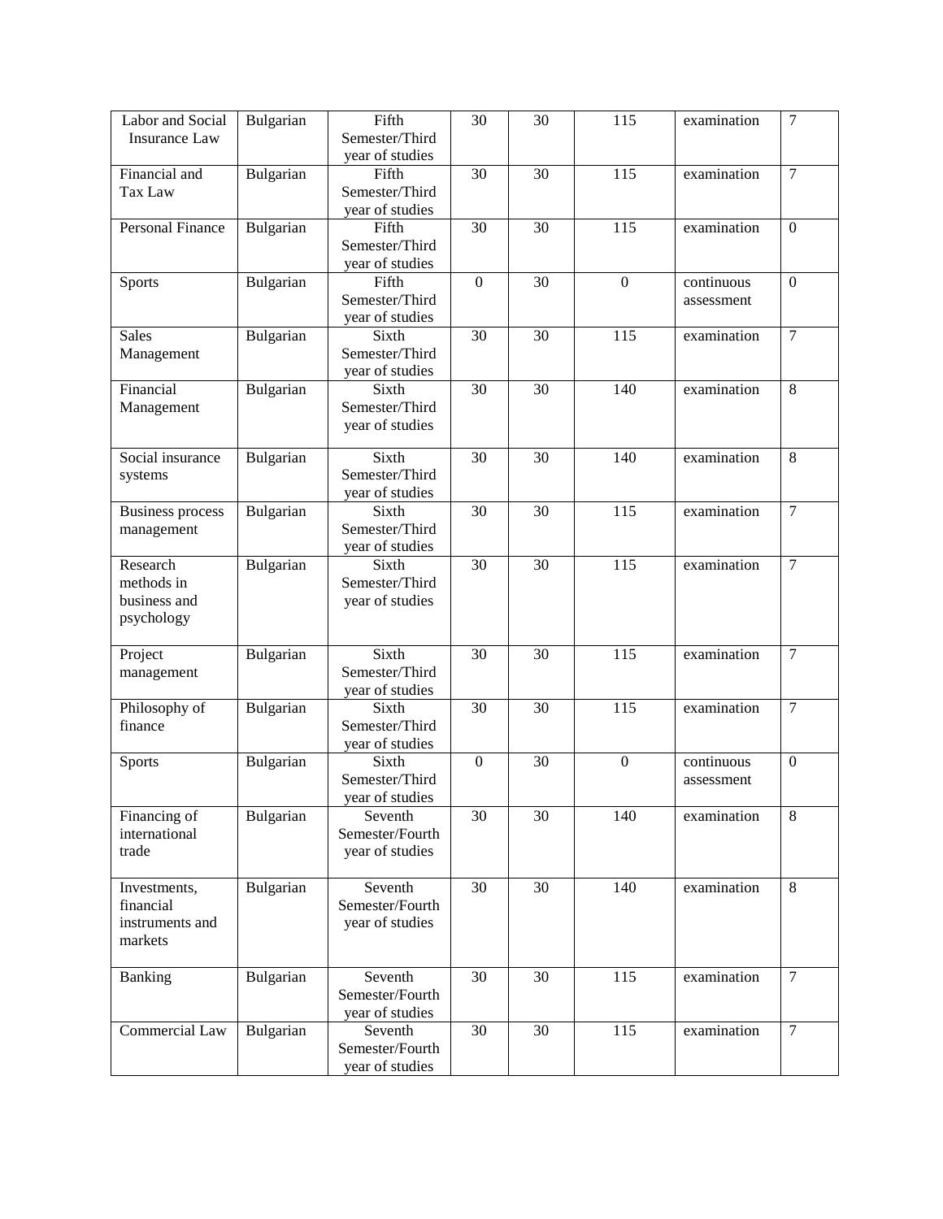| | | | | | | | |
|---|---|---|---|---|---|---|---|
| Labor and Social Insurance Law | Bulgarian | Fifth Semester/Third year of studies | 30 | 30 | 115 | examination | 7 |
| Financial and Tax Law | Bulgarian | Fifth Semester/Third year of studies | 30 | 30 | 115 | examination | 7 |
| Personal Finance | Bulgarian | Fifth Semester/Third year of studies | 30 | 30 | 115 | examination | 0 |
| Sports | Bulgarian | Fifth Semester/Third year of studies | 0 | 30 | 0 | continuous assessment | 0 |
| Sales Management | Bulgarian | Sixth Semester/Third year of studies | 30 | 30 | 115 | examination | 7 |
| Financial Management | Bulgarian | Sixth Semester/Third year of studies | 30 | 30 | 140 | examination | 8 |
| Social insurance systems | Bulgarian | Sixth Semester/Third year of studies | 30 | 30 | 140 | examination | 8 |
| Business process management | Bulgarian | Sixth Semester/Third year of studies | 30 | 30 | 115 | examination | 7 |
| Research methods in business and psychology | Bulgarian | Sixth Semester/Third year of studies | 30 | 30 | 115 | examination | 7 |
| Project management | Bulgarian | Sixth Semester/Third year of studies | 30 | 30 | 115 | examination | 7 |
| Philosophy of finance | Bulgarian | Sixth Semester/Third year of studies | 30 | 30 | 115 | examination | 7 |
| Sports | Bulgarian | Sixth Semester/Third year of studies | 0 | 30 | 0 | continuous assessment | 0 |
| Financing of international trade | Bulgarian | Seventh Semester/Fourth year of studies | 30 | 30 | 140 | examination | 8 |
| Investments, financial instruments and markets | Bulgarian | Seventh Semester/Fourth year of studies | 30 | 30 | 140 | examination | 8 |
| Banking | Bulgarian | Seventh Semester/Fourth year of studies | 30 | 30 | 115 | examination | 7 |
| Commercial Law | Bulgarian | Seventh Semester/Fourth year of studies | 30 | 30 | 115 | examination | 7 |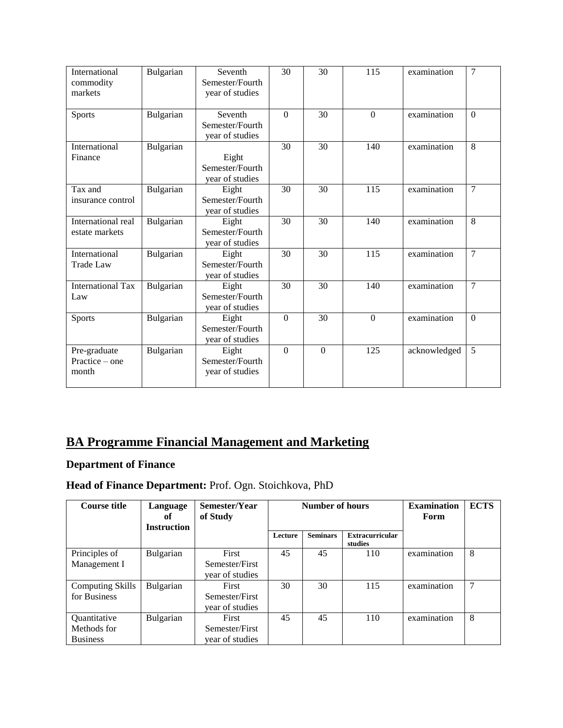| International commodity markets | Bulgarian | Seventh Semester/Fourth year of studies | 30 | 30 | 115 | examination | 7 |
|---|---|---|---|---|---|---|---|
| Sports | Bulgarian | Seventh Semester/Fourth year of studies | 0 | 30 | 0 | examination | 0 |
| International Finance | Bulgarian | Eight Semester/Fourth year of studies | 30 | 30 | 140 | examination | 8 |
| Tax and insurance control | Bulgarian | Eight Semester/Fourth year of studies | 30 | 30 | 115 | examination | 7 |
| International real estate markets | Bulgarian | Eight Semester/Fourth year of studies | 30 | 30 | 140 | examination | 8 |
| International Trade Law | Bulgarian | Eight Semester/Fourth year of studies | 30 | 30 | 115 | examination | 7 |
| International Tax Law | Bulgarian | Eight Semester/Fourth year of studies | 30 | 30 | 140 | examination | 7 |
| Sports | Bulgarian | Eight Semester/Fourth year of studies | 0 | 30 | 0 | examination | 0 |
| Pre-graduate Practice – one month | Bulgarian | Eight Semester/Fourth year of studies | 0 | 0 | 125 | acknowledged | 5 |

## BA Programme Financial Management and Marketing

### Department of Finance

### Head of Finance Department: Prof. Ogn. Stoichkova, PhD

| Course title | Language of Instruction | Semester/Year of Study | Number of hours | | | Examination Form | ECTS |
|---|---|---|---|---|---|---|---|
| | | | Lecture | Seminars | Extracurricular studies | | |
| Principles of Management I | Bulgarian | First Semester/First year of studies | 45 | 45 | 110 | examination | 8 |
| Computing Skills for Business | Bulgarian | First Semester/First year of studies | 30 | 30 | 115 | examination | 7 |
| Quantitative Methods for Business | Bulgarian | First Semester/First year of studies | 45 | 45 | 110 | examination | 8 |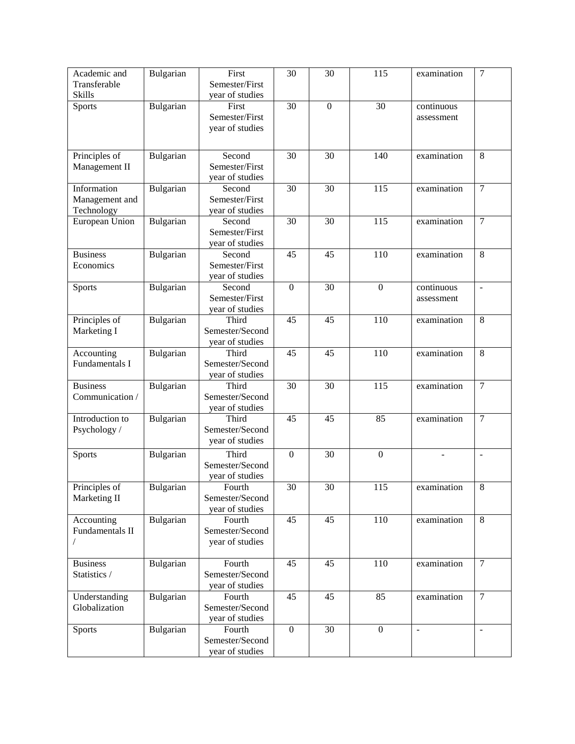| Academic and Transferable Skills | Bulgarian | First Semester/First year of studies | 30 | 30 | 115 | examination | 7 |
|---|---|---|---|---|---|---|---|
| Sports | Bulgarian | First Semester/First year of studies | 30 | 0 | 30 | continuous assessment | |
| Principles of Management II | Bulgarian | Second Semester/First year of studies | 30 | 30 | 140 | examination | 8 |
| Information Management and Technology | Bulgarian | Second Semester/First year of studies | 30 | 30 | 115 | examination | 7 |
| European Union | Bulgarian | Second Semester/First year of studies | 30 | 30 | 115 | examination | 7 |
| Business Economics | Bulgarian | Second Semester/First year of studies | 45 | 45 | 110 | examination | 8 |
| Sports | Bulgarian | Second Semester/First year of studies | 0 | 30 | 0 | continuous assessment | - |
| Principles of Marketing I | Bulgarian | Third Semester/Second year of studies | 45 | 45 | 110 | examination | 8 |
| Accounting Fundamentals I | Bulgarian | Third Semester/Second year of studies | 45 | 45 | 110 | examination | 8 |
| Business Communication / | Bulgarian | Third Semester/Second year of studies | 30 | 30 | 115 | examination | 7 |
| Introduction to Psychology / | Bulgarian | Third Semester/Second year of studies | 45 | 45 | 85 | examination | 7 |
| Sports | Bulgarian | Third Semester/Second year of studies | 0 | 30 | 0 | - | - |
| Principles of Marketing II | Bulgarian | Fourth Semester/Second year of studies | 30 | 30 | 115 | examination | 8 |
| Accounting Fundamentals II / | Bulgarian | Fourth Semester/Second year of studies | 45 | 45 | 110 | examination | 8 |
| Business Statistics / | Bulgarian | Fourth Semester/Second year of studies | 45 | 45 | 110 | examination | 7 |
| Understanding Globalization | Bulgarian | Fourth Semester/Second year of studies | 45 | 45 | 85 | examination | 7 |
| Sports | Bulgarian | Fourth Semester/Second year of studies | 0 | 30 | 0 | - | - |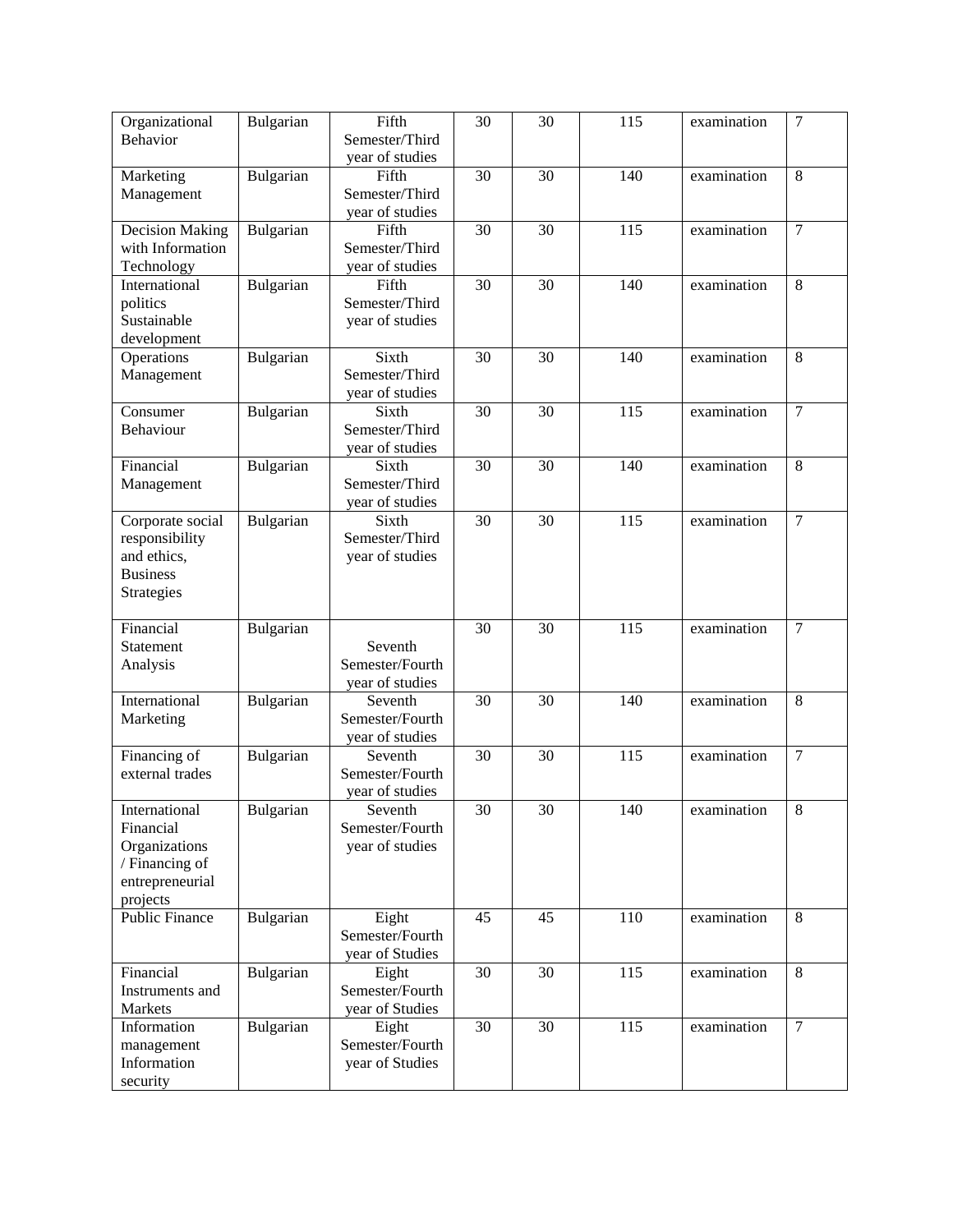| Organizational Behavior | Bulgarian | Fifth Semester/Third year of studies | 30 | 30 | 115 | examination | 7 |
|---|---|---|---|---|---|---|---|
| Marketing Management | Bulgarian | Fifth Semester/Third year of studies | 30 | 30 | 140 | examination | 8 |
| Decision Making with Information Technology | Bulgarian | Fifth Semester/Third year of studies | 30 | 30 | 115 | examination | 7 |
| International politics Sustainable development | Bulgarian | Fifth Semester/Third year of studies | 30 | 30 | 140 | examination | 8 |
| Operations Management | Bulgarian | Sixth Semester/Third year of studies | 30 | 30 | 140 | examination | 8 |
| Consumer Behaviour | Bulgarian | Sixth Semester/Third year of studies | 30 | 30 | 115 | examination | 7 |
| Financial Management | Bulgarian | Sixth Semester/Third year of studies | 30 | 30 | 140 | examination | 8 |
| Corporate social responsibility and ethics, Business Strategies | Bulgarian | Sixth Semester/Third year of studies | 30 | 30 | 115 | examination | 7 |
| Financial Statement Analysis | Bulgarian | Seventh Semester/Fourth year of studies | 30 | 30 | 115 | examination | 7 |
| International Marketing | Bulgarian | Seventh Semester/Fourth year of studies | 30 | 30 | 140 | examination | 8 |
| Financing of external trades | Bulgarian | Seventh Semester/Fourth year of studies | 30 | 30 | 115 | examination | 7 |
| International Financial Organizations / Financing of entrepreneurial projects | Bulgarian | Seventh Semester/Fourth year of studies | 30 | 30 | 140 | examination | 8 |
| Public Finance | Bulgarian | Eight Semester/Fourth year of Studies | 45 | 45 | 110 | examination | 8 |
| Financial Instruments and Markets | Bulgarian | Eight Semester/Fourth year of Studies | 30 | 30 | 115 | examination | 8 |
| Information management Information security | Bulgarian | Eight Semester/Fourth year of Studies | 30 | 30 | 115 | examination | 7 |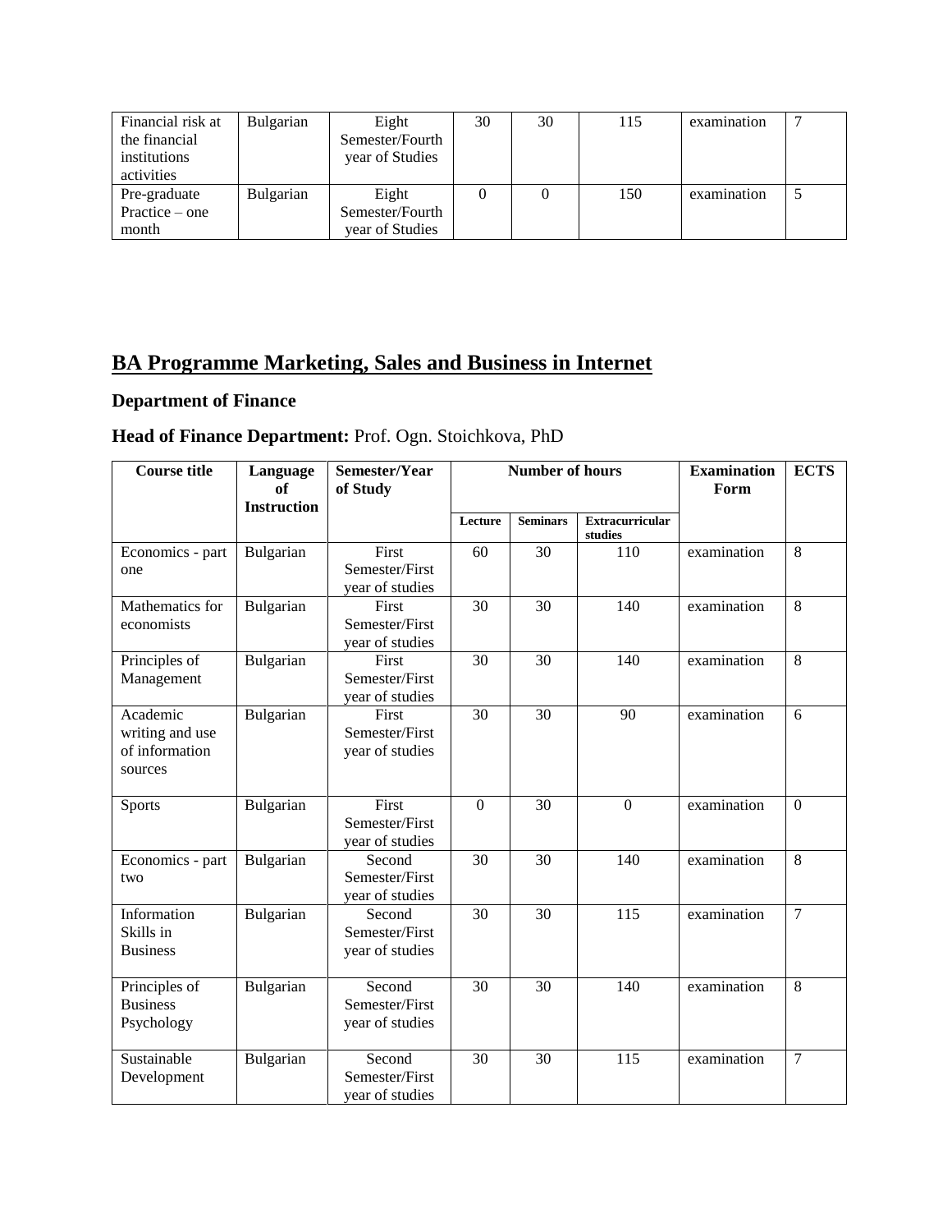| Financial risk at the financial institutions activities | Bulgarian | Eight Semester/Fourth year of Studies | 30 | 30 | 115 | examination | 7 |
|---|---|---|---|---|---|---|---|
| Pre-graduate Practice – one month | Bulgarian | Eight Semester/Fourth year of Studies | 0 | 0 | 150 | examination | 5 |

## BA Programme Marketing, Sales and Business in Internet

### Department of Finance

### Head of Finance Department: Prof. Ogn. Stoichkova, PhD

| Course title | Language of Instruction | Semester/Year of Study | Number of hours | | | Examination Form | ECTS |
|---|---|---|---|---|---|---|---|
| | | | Lecture | Seminars | Extracurricular studies | | |
| Economics - part one | Bulgarian | First Semester/First year of studies | 60 | 30 | 110 | examination | 8 |
| Mathematics for economists | Bulgarian | First Semester/First year of studies | 30 | 30 | 140 | examination | 8 |
| Principles of Management | Bulgarian | First Semester/First year of studies | 30 | 30 | 140 | examination | 8 |
| Academic writing and use of information sources | Bulgarian | First Semester/First year of studies | 30 | 30 | 90 | examination | 6 |
| Sports | Bulgarian | First Semester/First year of studies | 0 | 30 | 0 | examination | 0 |
| Economics - part two | Bulgarian | Second Semester/First year of studies | 30 | 30 | 140 | examination | 8 |
| Information Skills in Business | Bulgarian | Second Semester/First year of studies | 30 | 30 | 115 | examination | 7 |
| Principles of Business Psychology | Bulgarian | Second Semester/First year of studies | 30 | 30 | 140 | examination | 8 |
| Sustainable Development | Bulgarian | Second Semester/First year of studies | 30 | 30 | 115 | examination | 7 |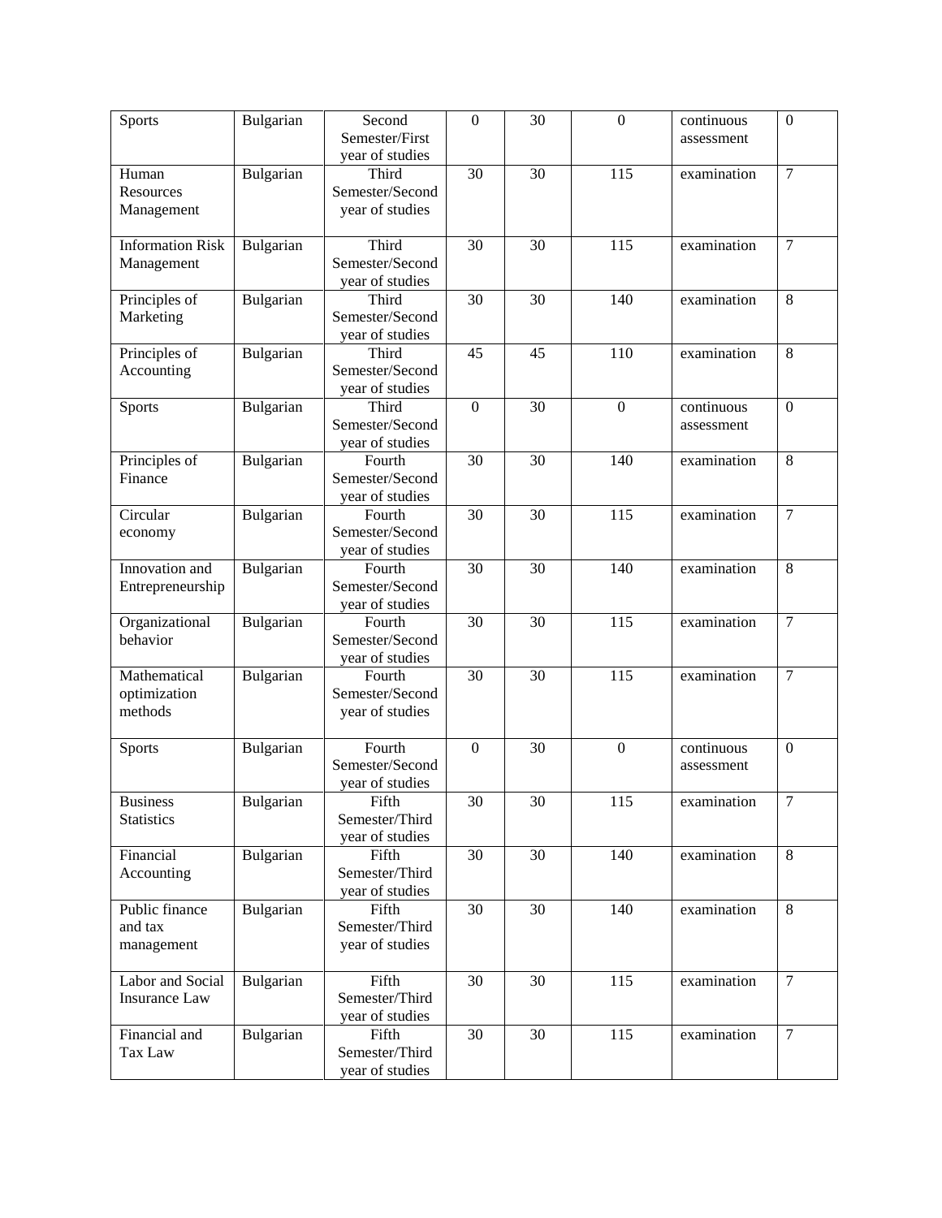| Sports | Bulgarian | Second Semester/First year of studies | 0 | 30 | 0 | continuous assessment | 0 |
|---|---|---|---|---|---|---|---|
| Human Resources Management | Bulgarian | Third Semester/Second year of studies | 30 | 30 | 115 | examination | 7 |
| Information Risk Management | Bulgarian | Third Semester/Second year of studies | 30 | 30 | 115 | examination | 7 |
| Principles of Marketing | Bulgarian | Third Semester/Second year of studies | 30 | 30 | 140 | examination | 8 |
| Principles of Accounting | Bulgarian | Third Semester/Second year of studies | 45 | 45 | 110 | examination | 8 |
| Sports | Bulgarian | Third Semester/Second year of studies | 0 | 30 | 0 | continuous assessment | 0 |
| Principles of Finance | Bulgarian | Fourth Semester/Second year of studies | 30 | 30 | 140 | examination | 8 |
| Circular economy | Bulgarian | Fourth Semester/Second year of studies | 30 | 30 | 115 | examination | 7 |
| Innovation and Entrepreneurship | Bulgarian | Fourth Semester/Second year of studies | 30 | 30 | 140 | examination | 8 |
| Organizational behavior | Bulgarian | Fourth Semester/Second year of studies | 30 | 30 | 115 | examination | 7 |
| Mathematical optimization methods | Bulgarian | Fourth Semester/Second year of studies | 30 | 30 | 115 | examination | 7 |
| Sports | Bulgarian | Fourth Semester/Second year of studies | 0 | 30 | 0 | continuous assessment | 0 |
| Business Statistics | Bulgarian | Fifth Semester/Third year of studies | 30 | 30 | 115 | examination | 7 |
| Financial Accounting | Bulgarian | Fifth Semester/Third year of studies | 30 | 30 | 140 | examination | 8 |
| Public finance and tax management | Bulgarian | Fifth Semester/Third year of studies | 30 | 30 | 140 | examination | 8 |
| Labor and Social Insurance Law | Bulgarian | Fifth Semester/Third year of studies | 30 | 30 | 115 | examination | 7 |
| Financial and Tax Law | Bulgarian | Fifth Semester/Third year of studies | 30 | 30 | 115 | examination | 7 |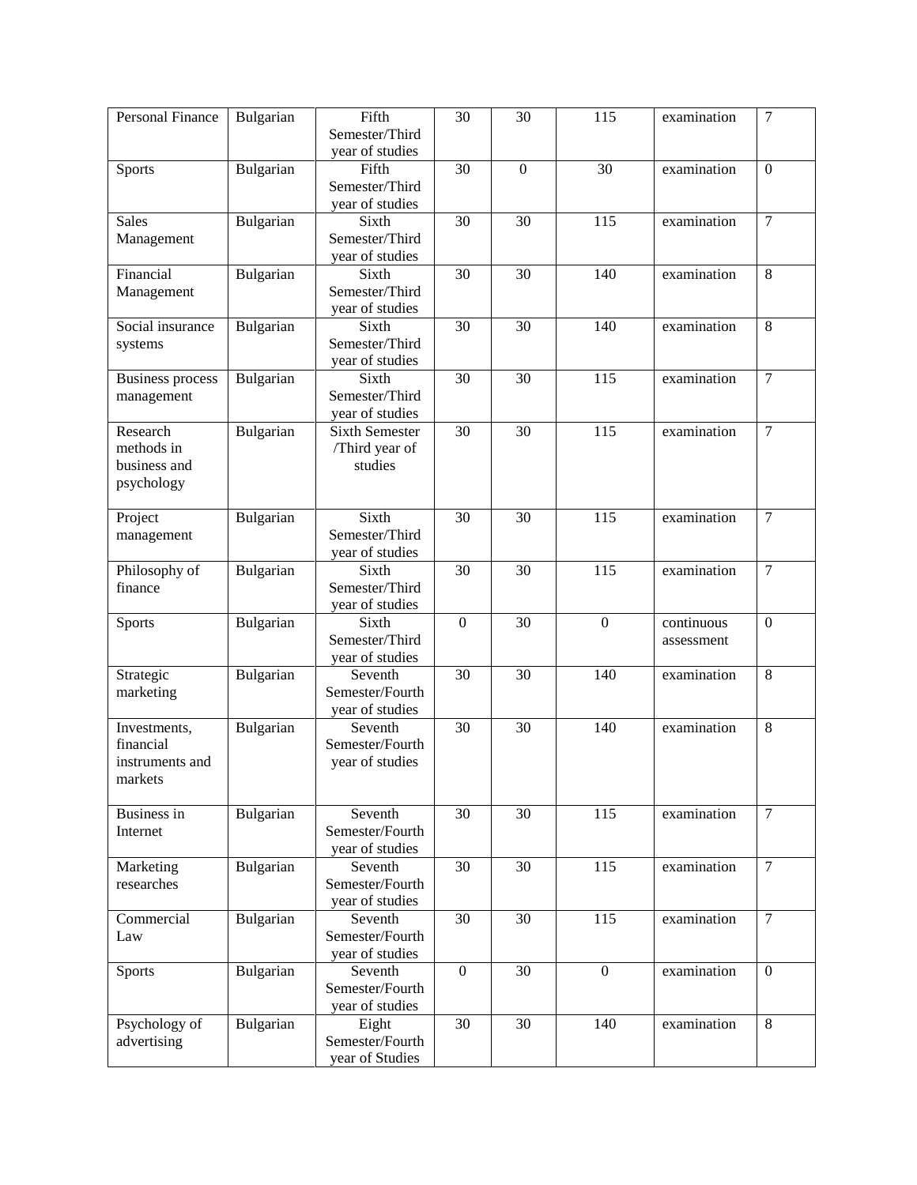| Personal Finance | Bulgarian | Fifth Semester/Third year of studies | 30 | 30 | 115 | examination | 7 |
|---|---|---|---|---|---|---|---|
| Sports | Bulgarian | Fifth Semester/Third year of studies | 30 | 0 | 30 | examination | 0 |
| Sales Management | Bulgarian | Sixth Semester/Third year of studies | 30 | 30 | 115 | examination | 7 |
| Financial Management | Bulgarian | Sixth Semester/Third year of studies | 30 | 30 | 140 | examination | 8 |
| Social insurance systems | Bulgarian | Sixth Semester/Third year of studies | 30 | 30 | 140 | examination | 8 |
| Business process management | Bulgarian | Sixth Semester/Third year of studies | 30 | 30 | 115 | examination | 7 |
| Research methods in business and psychology | Bulgarian | Sixth Semester /Third year of studies | 30 | 30 | 115 | examination | 7 |
| Project management | Bulgarian | Sixth Semester/Third year of studies | 30 | 30 | 115 | examination | 7 |
| Philosophy of finance | Bulgarian | Sixth Semester/Third year of studies | 30 | 30 | 115 | examination | 7 |
| Sports | Bulgarian | Sixth Semester/Third year of studies | 0 | 30 | 0 | continuous assessment | 0 |
| Strategic marketing | Bulgarian | Seventh Semester/Fourth year of studies | 30 | 30 | 140 | examination | 8 |
| Investments, financial instruments and markets | Bulgarian | Seventh Semester/Fourth year of studies | 30 | 30 | 140 | examination | 8 |
| Business in Internet | Bulgarian | Seventh Semester/Fourth year of studies | 30 | 30 | 115 | examination | 7 |
| Marketing researches | Bulgarian | Seventh Semester/Fourth year of studies | 30 | 30 | 115 | examination | 7 |
| Commercial Law | Bulgarian | Seventh Semester/Fourth year of studies | 30 | 30 | 115 | examination | 7 |
| Sports | Bulgarian | Seventh Semester/Fourth year of studies | 0 | 30 | 0 | examination | 0 |
| Psychology of advertising | Bulgarian | Eight Semester/Fourth year of Studies | 30 | 30 | 140 | examination | 8 |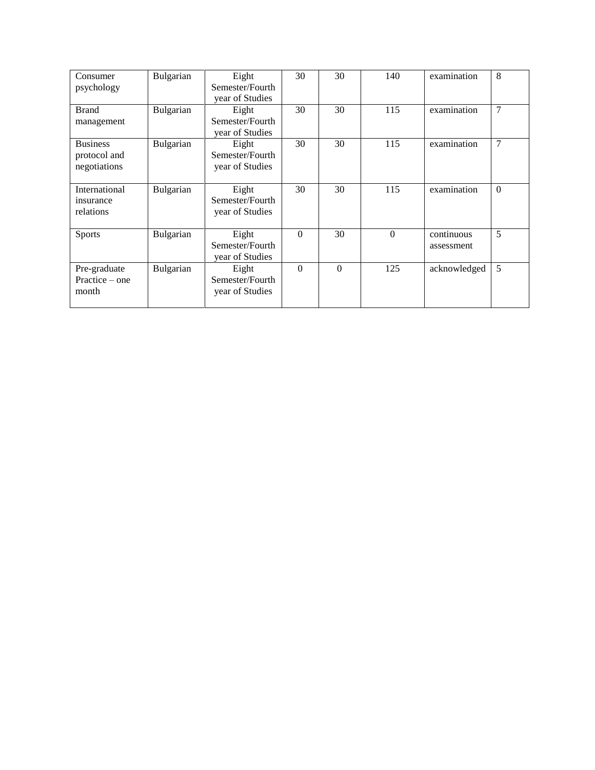| | | | | | | | |
|---|---|---|---|---|---|---|---|
| Consumer psychology | Bulgarian | Eight Semester/Fourth year of Studies | 30 | 30 | 140 | examination | 8 |
| Brand management | Bulgarian | Eight Semester/Fourth year of Studies | 30 | 30 | 115 | examination | 7 |
| Business protocol and negotiations | Bulgarian | Eight Semester/Fourth year of Studies | 30 | 30 | 115 | examination | 7 |
| International insurance relations | Bulgarian | Eight Semester/Fourth year of Studies | 30 | 30 | 115 | examination | 0 |
| Sports | Bulgarian | Eight Semester/Fourth year of Studies | 0 | 30 | 0 | continuous assessment | 5 |
| Pre-graduate Practice – one month | Bulgarian | Eight Semester/Fourth year of Studies | 0 | 0 | 125 | acknowledged | 5 |